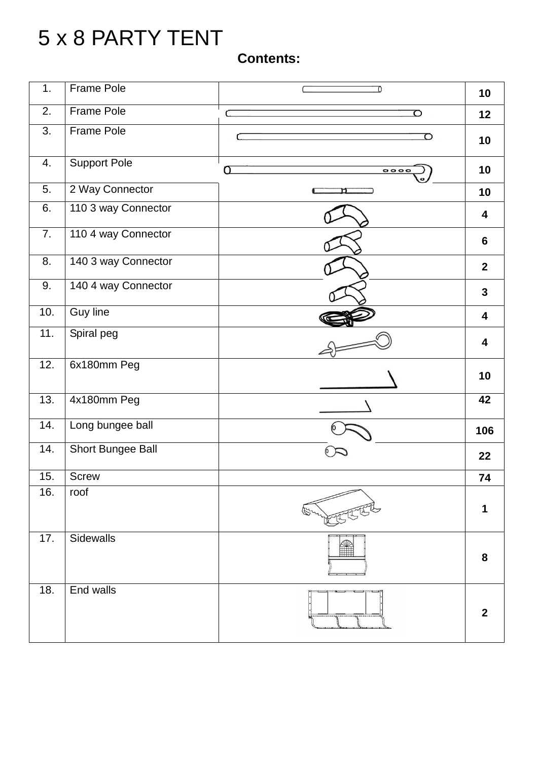# 5 x 8 PARTY TENT

**Contents:**

| | | | |
|---|---|---|---|
| 1. | Frame Pole | | 10 |
| 2. | Frame Pole | | 12 |
| 3. | Frame Pole | | 10 |
| 4. | Support Pole | | 10 |
| 5. | 2 Way Connector | | 10 |
| 6. | 110 3 way Connector | | 4 |
| 7. | 110 4 way Connector | | 6 |
| 8. | 140 3 way Connector | | 2 |
| 9. | 140 4 way Connector | | 3 |
| 10. | Guy line | | 4 |
| 11. | Spiral peg | | 4 |
| 12. | 6x180mm Peg | | 10 |
| 13. | 4x180mm Peg | | 42 |
| 14. | Long bungee ball | | 106 |
| 14. | Short Bungee Ball | | 22 |
| 15. | Screw | | 74 |
| 16. | roof | | 1 |
| 17. | Sidewalls | | 8 |
| 18. | End walls | | 2 |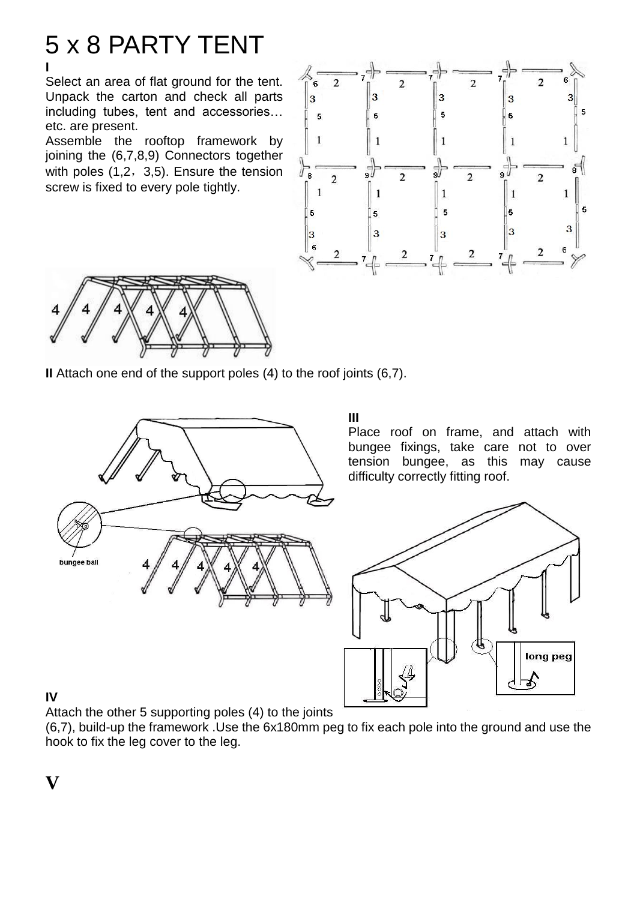# 5 x 8 PARTY TENT

**I**

Select an area of flat ground for the tent. Unpack the carton and check all parts including tubes, tent and accessories…etc. are present.

Assemble the rooftop framework by joining the (6,7,8,9) Connectors together with poles (1,2，3,5). Ensure the tension screw is fixed to every pole tightly.

**II** Attach one end of the support poles (4) to the roof joints (6,7).

**III**

Place roof on frame, and attach with bungee fixings, take care not to over tension bungee, as this may cause difficulty correctly fitting roof.

**IV**

Attach the other 5 supporting poles (4) to the joints (6,7), build-up the framework .Use the 6x180mm peg to fix each pole into the ground and use the hook to fix the leg cover to the leg.

**V**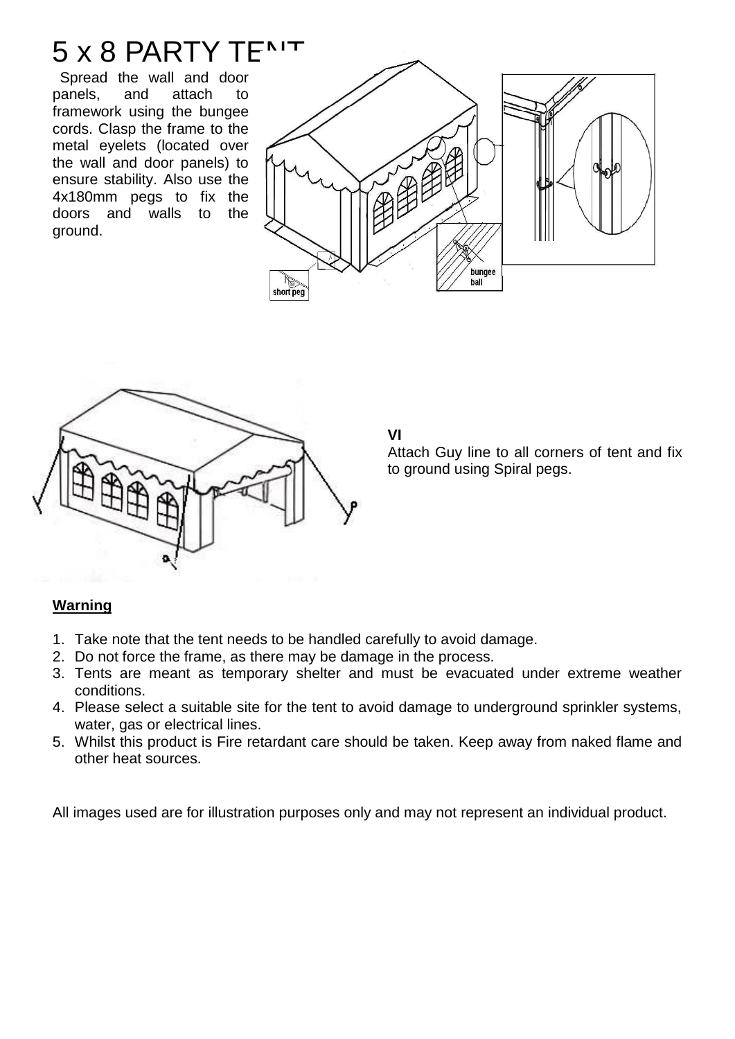# 5 x 8 PARTY TENT

Spread the wall and door panels, and attach to framework using the bungee cords. Clasp the frame to the metal eyelets (located over the wall and door panels) to ensure stability. Also use the 4x180mm pegs to fix the doors and walls to the ground.

short peg

bungee ball

**VI**

Attach Guy line to all corners of tent and fix to ground using Spiral pegs.

**Warning**

1. Take note that the tent needs to be handled carefully to avoid damage.
2. Do not force the frame, as there may be damage in the process.
3. Tents are meant as temporary shelter and must be evacuated under extreme weather conditions.
4. Please select a suitable site for the tent to avoid damage to underground sprinkler systems, water, gas or electrical lines.
5. Whilst this product is Fire retardant care should be taken. Keep away from naked flame and other heat sources.

All images used are for illustration purposes only and may not represent an individual product.